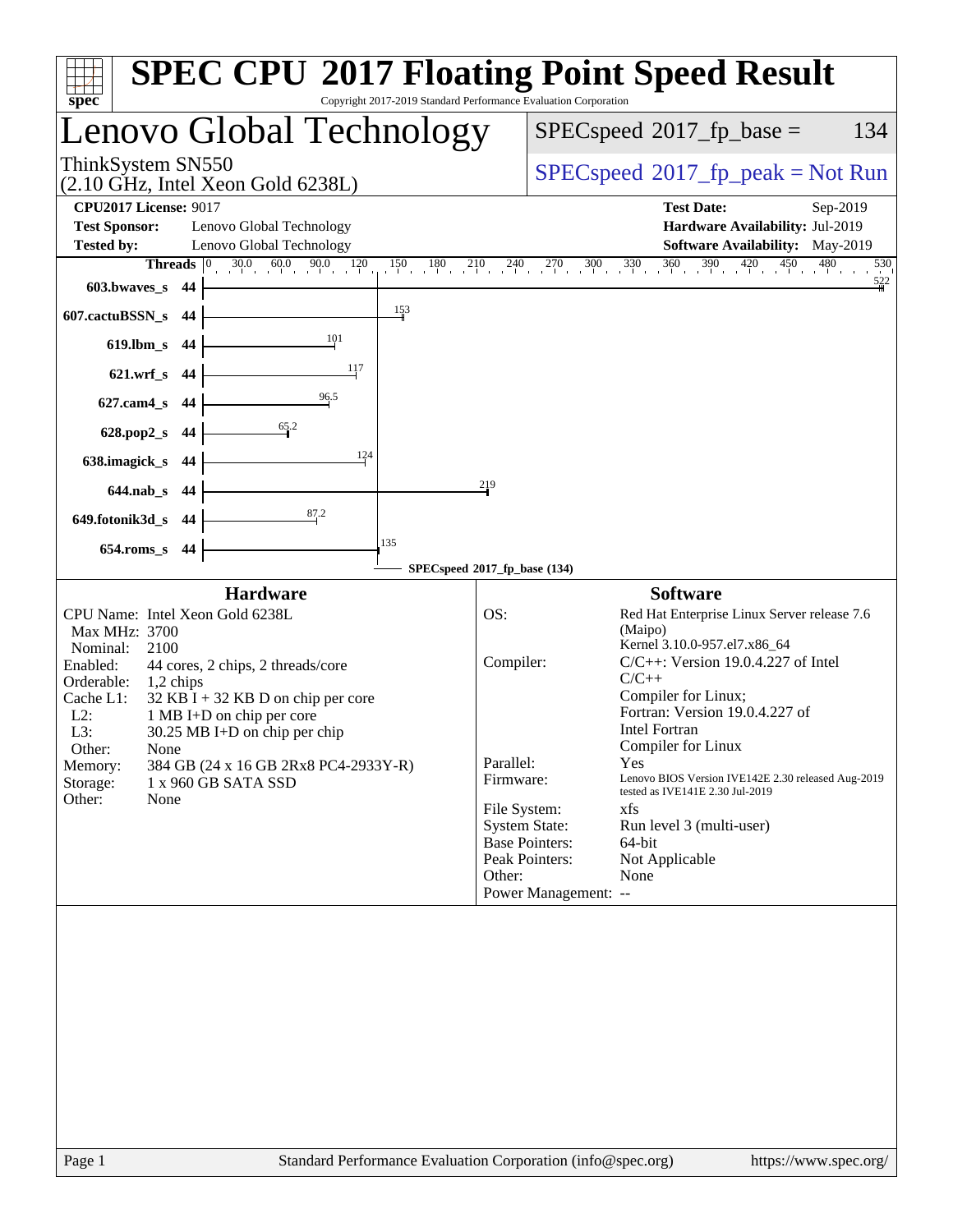# SPEC CPU 2017 Floating Point Speed Result

Copyright 2017-2019 Standard Performance Evaluation Corporation

## Lenovo Global Technology

ThinkSystem SN550
(2.10 GHz, Intel Xeon Gold 6238L)

SPECspeed 2017_fp_base = 134

SPECspeed 2017_fp_peak = Not Run

**CPU2017 License:** 9017
**Test Sponsor:** Lenovo Global Technology
**Tested by:** Lenovo Global Technology

**Test Date:** Sep-2019
**Hardware Availability:** Jul-2019
**Software Availability:** May-2019

| Benchmark | Threads | Base |
|---|---|---|
| 603.bwaves_s | 44 | 522 |
| 607.cactuBSSN_s | 44 | 153 |
| 619.lbm_s | 44 | 101 |
| 621.wrf_s | 44 | 117 |
| 627.cam4_s | 44 | 96.5 |
| 628.pop2_s | 44 | 65.2 |
| 638.imagick_s | 44 | 124 |
| 644.nab_s | 44 | 219 |
| 649.fotonik3d_s | 44 | 87.2 |
| 654.roms_s | 44 | 135 |

SPECspeed 2017_fp_base (134)

### Hardware

CPU Name: Intel Xeon Gold 6238L
Max MHz: 3700
Nominal: 2100
Enabled: 44 cores, 2 chips, 2 threads/core
Orderable: 1,2 chips
Cache L1: 32 KB I + 32 KB D on chip per core
L2: 1 MB I+D on chip per core
L3: 30.25 MB I+D on chip per chip
Other: None
Memory: 384 GB (24 x 16 GB 2Rx8 PC4-2933Y-R)
Storage: 1 x 960 GB SATA SSD
Other: None

### Software

OS: Red Hat Enterprise Linux Server release 7.6 (Maipo)
Kernel 3.10.0-957.el7.x86_64
Compiler: C/C++: Version 19.0.4.227 of Intel C/C++ Compiler for Linux;
Fortran: Version 19.0.4.227 of Intel Fortran Compiler for Linux
Parallel: Yes
Firmware: Lenovo BIOS Version IVE142E 2.30 released Aug-2019 tested as IVE141E 2.30 Jul-2019
File System: xfs
System State: Run level 3 (multi-user)
Base Pointers: 64-bit
Peak Pointers: Not Applicable
Other: None
Power Management: --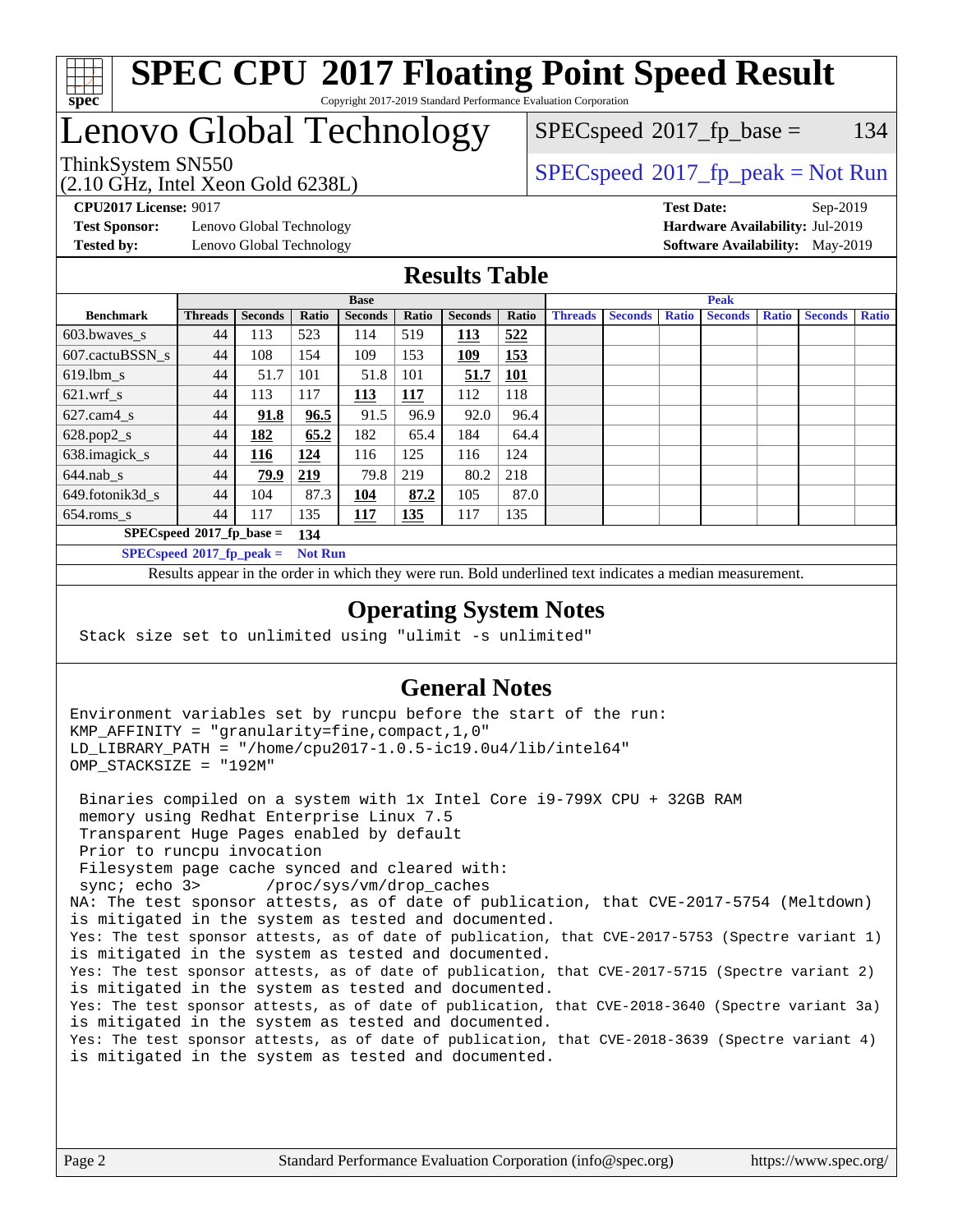# SPEC CPU 2017 Floating Point Speed Result

Copyright 2017-2019 Standard Performance Evaluation Corporation

## Lenovo Global Technology

ThinkSystem SN550
(2.10 GHz, Intel Xeon Gold 6238L)

SPECspeed 2017_fp_base = 134

SPECspeed 2017_fp_peak = Not Run

**CPU2017 License:** 9017
**Test Sponsor:** Lenovo Global Technology
**Tested by:** Lenovo Global Technology

**Test Date:** Sep-2019
**Hardware Availability:** Jul-2019
**Software Availability:** May-2019

## Results Table

| | Base | | | | | | | Peak | | | | | | |
|---|---|---|---|---|---|---|---|---|---|---|---|---|---|---|
| **Benchmark** | **Threads** | **Seconds** | **Ratio** | **Seconds** | **Ratio** | **Seconds** | **Ratio** | **Threads** | **Seconds** | **Ratio** | **Seconds** | **Ratio** | **Seconds** | **Ratio** |
| 603.bwaves_s | 44 | 113 | 523 | 114 | 519 | **113** | **522** | | | | | | | |
| 607.cactuBSSN_s | 44 | 108 | 154 | 109 | 153 | **109** | **153** | | | | | | | |
| 619.lbm_s | 44 | 51.7 | 101 | 51.8 | 101 | **51.7** | **101** | | | | | | | |
| 621.wrf_s | 44 | 113 | 117 | **113** | **117** | 112 | 118 | | | | | | | |
| 627.cam4_s | 44 | **91.8** | **96.5** | 91.5 | 96.9 | 92.0 | 96.4 | | | | | | | |
| 628.pop2_s | 44 | **182** | **65.2** | 182 | 65.4 | 184 | 64.4 | | | | | | | |
| 638.imagick_s | 44 | **116** | **124** | 116 | 125 | 116 | 124 | | | | | | | |
| 644.nab_s | 44 | **79.9** | **219** | 79.8 | 219 | 80.2 | 218 | | | | | | | |
| 649.fotonik3d_s | 44 | 104 | 87.3 | **104** | **87.2** | 105 | 87.0 | | | | | | | |
| 654.roms_s | 44 | 117 | 135 | **117** | **135** | 117 | 135 | | | | | | | |

**SPECspeed 2017_fp_base =** **134**

**SPECspeed 2017_fp_peak =** **Not Run**

Results appear in the order in which they were run. Bold underlined text indicates a median measurement.

## Operating System Notes

```
Stack size set to unlimited using "ulimit -s unlimited"
```

## General Notes

```
Environment variables set by runcpu before the start of the run:
KMP_AFFINITY = "granularity=fine,compact,1,0"
LD_LIBRARY_PATH = "/home/cpu2017-1.0.5-ic19.0u4/lib/intel64"
OMP_STACKSIZE = "192M"

 Binaries compiled on a system with 1x Intel Core i9-799X CPU + 32GB RAM
 memory using Redhat Enterprise Linux 7.5
 Transparent Huge Pages enabled by default
 Prior to runcpu invocation
 Filesystem page cache synced and cleared with:
 sync; echo 3>       /proc/sys/vm/drop_caches
NA: The test sponsor attests, as of date of publication, that CVE-2017-5754 (Meltdown)
is mitigated in the system as tested and documented.
Yes: The test sponsor attests, as of date of publication, that CVE-2017-5753 (Spectre variant 1)
is mitigated in the system as tested and documented.
Yes: The test sponsor attests, as of date of publication, that CVE-2017-5715 (Spectre variant 2)
is mitigated in the system as tested and documented.
Yes: The test sponsor attests, as of date of publication, that CVE-2018-3640 (Spectre variant 3a)
is mitigated in the system as tested and documented.
Yes: The test sponsor attests, as of date of publication, that CVE-2018-3639 (Spectre variant 4)
is mitigated in the system as tested and documented.
```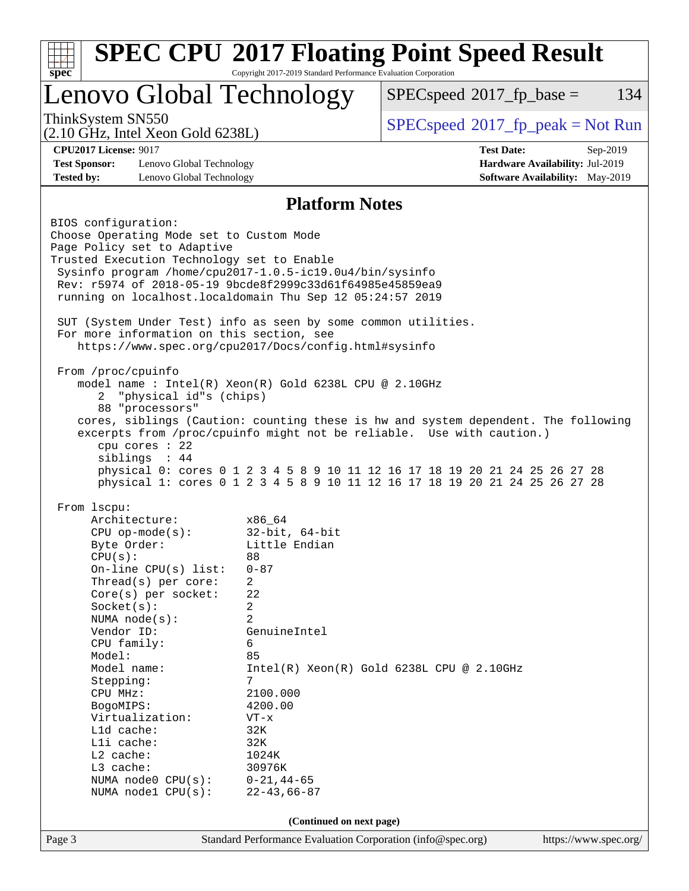# SPEC CPU 2017 Floating Point Speed Result

Copyright 2017-2019 Standard Performance Evaluation Corporation

## Lenovo Global Technology

ThinkSystem SN550
(2.10 GHz, Intel Xeon Gold 6238L)

SPECspeed 2017_fp_base = 134

SPECspeed 2017_fp_peak = Not Run

**CPU2017 License:** 9017
**Test Sponsor:** Lenovo Global Technology
**Tested by:** Lenovo Global Technology

**Test Date:** Sep-2019
**Hardware Availability:** Jul-2019
**Software Availability:** May-2019

## Platform Notes

```
BIOS configuration:
Choose Operating Mode set to Custom Mode
Page Policy set to Adaptive
Trusted Execution Technology set to Enable
 Sysinfo program /home/cpu2017-1.0.5-ic19.0u4/bin/sysinfo
 Rev: r5974 of 2018-05-19 9bcde8f2999c33d61f64985e45859ea9
 running on localhost.localdomain Thu Sep 12 05:24:57 2019

 SUT (System Under Test) info as seen by some common utilities.
 For more information on this section, see
    https://www.spec.org/cpu2017/Docs/config.html#sysinfo

 From /proc/cpuinfo
    model name : Intel(R) Xeon(R) Gold 6238L CPU @ 2.10GHz
       2  "physical id"s (chips)
       88 "processors"
    cores, siblings (Caution: counting these is hw and system dependent. The following
    excerpts from /proc/cpuinfo might not be reliable.  Use with caution.)
       cpu cores : 22
       siblings  : 44
       physical 0: cores 0 1 2 3 4 5 8 9 10 11 12 16 17 18 19 20 21 24 25 26 27 28
       physical 1: cores 0 1 2 3 4 5 8 9 10 11 12 16 17 18 19 20 21 24 25 26 27 28

 From lscpu:
      Architecture:          x86_64
      CPU op-mode(s):        32-bit, 64-bit
      Byte Order:            Little Endian
      CPU(s):                88
      On-line CPU(s) list:   0-87
      Thread(s) per core:    2
      Core(s) per socket:    22
      Socket(s):             2
      NUMA node(s):          2
      Vendor ID:             GenuineIntel
      CPU family:            6
      Model:                 85
      Model name:            Intel(R) Xeon(R) Gold 6238L CPU @ 2.10GHz
      Stepping:              7
      CPU MHz:               2100.000
      BogoMIPS:              4200.00
      Virtualization:        VT-x
      L1d cache:             32K
      L1i cache:             32K
      L2 cache:              1024K
      L3 cache:              30976K
      NUMA node0 CPU(s):     0-21,44-65
      NUMA node1 CPU(s):     22-43,66-87
```

**(Continued on next page)**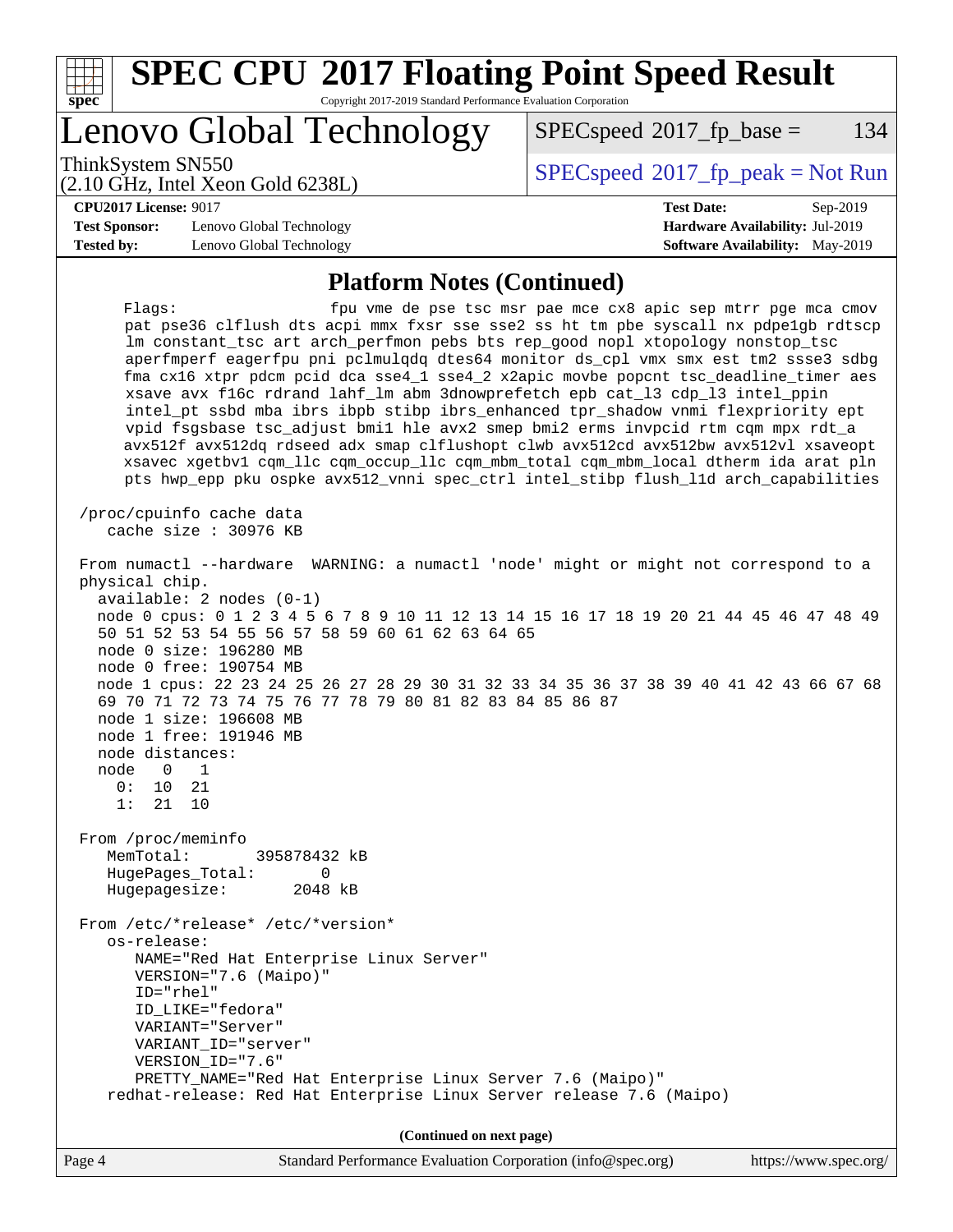## Platform Notes (Continued)

```
     Flags:                fpu vme de pse tsc msr pae mce cx8 apic sep mtrr pge mca cmov
     pat pse36 clflush dts acpi mmx fxsr sse sse2 ss ht tm pbe syscall nx pdpe1gb rdtscp
     lm constant_tsc art arch_perfmon pebs bts rep_good nopl xtopology nonstop_tsc
     aperfmperf eagerfpu pni pclmulqdq dtes64 monitor ds_cpl vmx smx est tm2 ssse3 sdbg
     fma cx16 xtpr pdcm pcid dca sse4_1 sse4_2 x2apic movbe popcnt tsc_deadline_timer aes
     xsave avx f16c rdrand lahf_lm abm 3dnowprefetch epb cat_l3 cdp_l3 intel_ppin
     intel_pt ssbd mba ibrs ibpb stibp ibrs_enhanced tpr_shadow vnmi flexpriority ept
     vpid fsgsbase tsc_adjust bmi1 hle avx2 smep bmi2 erms invpcid rtm cqm mpx rdt_a
     avx512f avx512dq rdseed adx smap clflushopt clwb avx512cd avx512bw avx512vl xsaveopt
     xsavec xgetbv1 cqm_llc cqm_occup_llc cqm_mbm_total cqm_mbm_local dtherm ida arat pln
     pts hwp_epp pku ospke avx512_vnni spec_ctrl intel_stibp flush_l1d arch_capabilities

 /proc/cpuinfo cache data
    cache size : 30976 KB

 From numactl --hardware  WARNING: a numactl 'node' might or might not correspond to a
 physical chip.
   available: 2 nodes (0-1)
   node 0 cpus: 0 1 2 3 4 5 6 7 8 9 10 11 12 13 14 15 16 17 18 19 20 21 44 45 46 47 48 49
   50 51 52 53 54 55 56 57 58 59 60 61 62 63 64 65
   node 0 size: 196280 MB
   node 0 free: 190754 MB
   node 1 cpus: 22 23 24 25 26 27 28 29 30 31 32 33 34 35 36 37 38 39 40 41 42 43 66 67 68
   69 70 71 72 73 74 75 76 77 78 79 80 81 82 83 84 85 86 87
   node 1 size: 196608 MB
   node 1 free: 191946 MB
   node distances:
   node   0   1
     0:  10  21
     1:  21  10

 From /proc/meminfo
    MemTotal:       395878432 kB
    HugePages_Total:       0
    Hugepagesize:       2048 kB

 From /etc/*release* /etc/*version*
    os-release:
       NAME="Red Hat Enterprise Linux Server"
       VERSION="7.6 (Maipo)"
       ID="rhel"
       ID_LIKE="fedora"
       VARIANT="Server"
       VARIANT_ID="server"
       VERSION_ID="7.6"
       PRETTY_NAME="Red Hat Enterprise Linux Server 7.6 (Maipo)"
    redhat-release: Red Hat Enterprise Linux Server release 7.6 (Maipo)
```

(Continued on next page)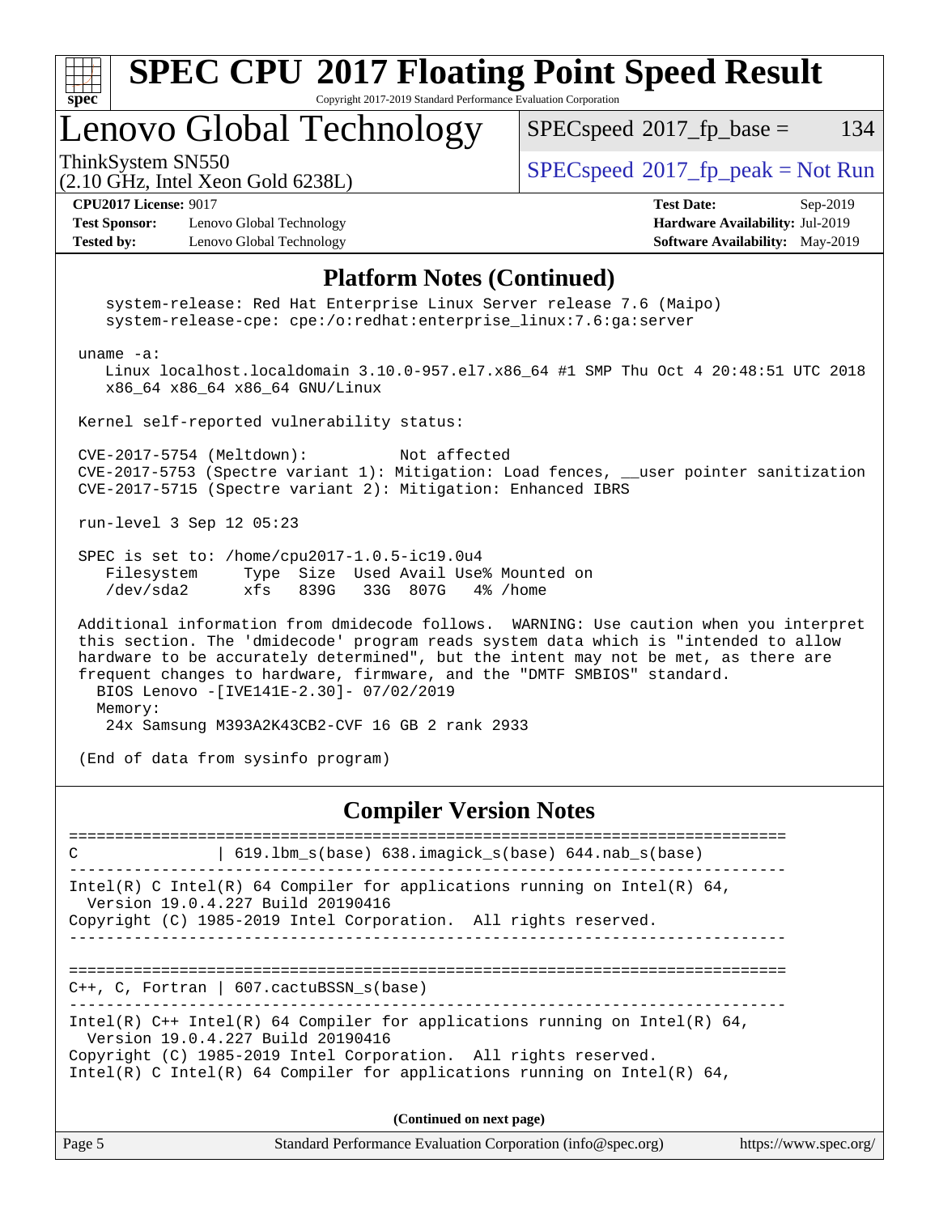## Platform Notes (Continued)

```
    system-release: Red Hat Enterprise Linux Server release 7.6 (Maipo)
    system-release-cpe: cpe:/o:redhat:enterprise_linux:7.6:ga:server

 uname -a:
    Linux localhost.localdomain 3.10.0-957.el7.x86_64 #1 SMP Thu Oct 4 20:48:51 UTC 2018
    x86_64 x86_64 x86_64 GNU/Linux

 Kernel self-reported vulnerability status:

 CVE-2017-5754 (Meltdown):          Not affected
 CVE-2017-5753 (Spectre variant 1): Mitigation: Load fences, __user pointer sanitization
 CVE-2017-5715 (Spectre variant 2): Mitigation: Enhanced IBRS

 run-level 3 Sep 12 05:23

 SPEC is set to: /home/cpu2017-1.0.5-ic19.0u4
    Filesystem     Type  Size  Used Avail Use% Mounted on
    /dev/sda2      xfs   839G   33G  807G   4% /home

 Additional information from dmidecode follows.  WARNING: Use caution when you interpret
 this section. The 'dmidecode' program reads system data which is "intended to allow
 hardware to be accurately determined", but the intent may not be met, as there are
 frequent changes to hardware, firmware, and the "DMTF SMBIOS" standard.
   BIOS Lenovo -[IVE141E-2.30]- 07/02/2019
   Memory:
    24x Samsung M393A2K43CB2-CVF 16 GB 2 rank 2933

 (End of data from sysinfo program)
```

## Compiler Version Notes

```
==============================================================================
C               | 619.lbm_s(base) 638.imagick_s(base) 644.nab_s(base)
------------------------------------------------------------------------------
Intel(R) C Intel(R) 64 Compiler for applications running on Intel(R) 64,
  Version 19.0.4.227 Build 20190416
Copyright (C) 1985-2019 Intel Corporation.  All rights reserved.
------------------------------------------------------------------------------

==============================================================================
C++, C, Fortran | 607.cactuBSSN_s(base)
------------------------------------------------------------------------------
Intel(R) C++ Intel(R) 64 Compiler for applications running on Intel(R) 64,
  Version 19.0.4.227 Build 20190416
Copyright (C) 1985-2019 Intel Corporation.  All rights reserved.
Intel(R) C Intel(R) 64 Compiler for applications running on Intel(R) 64,
```

**(Continued on next page)**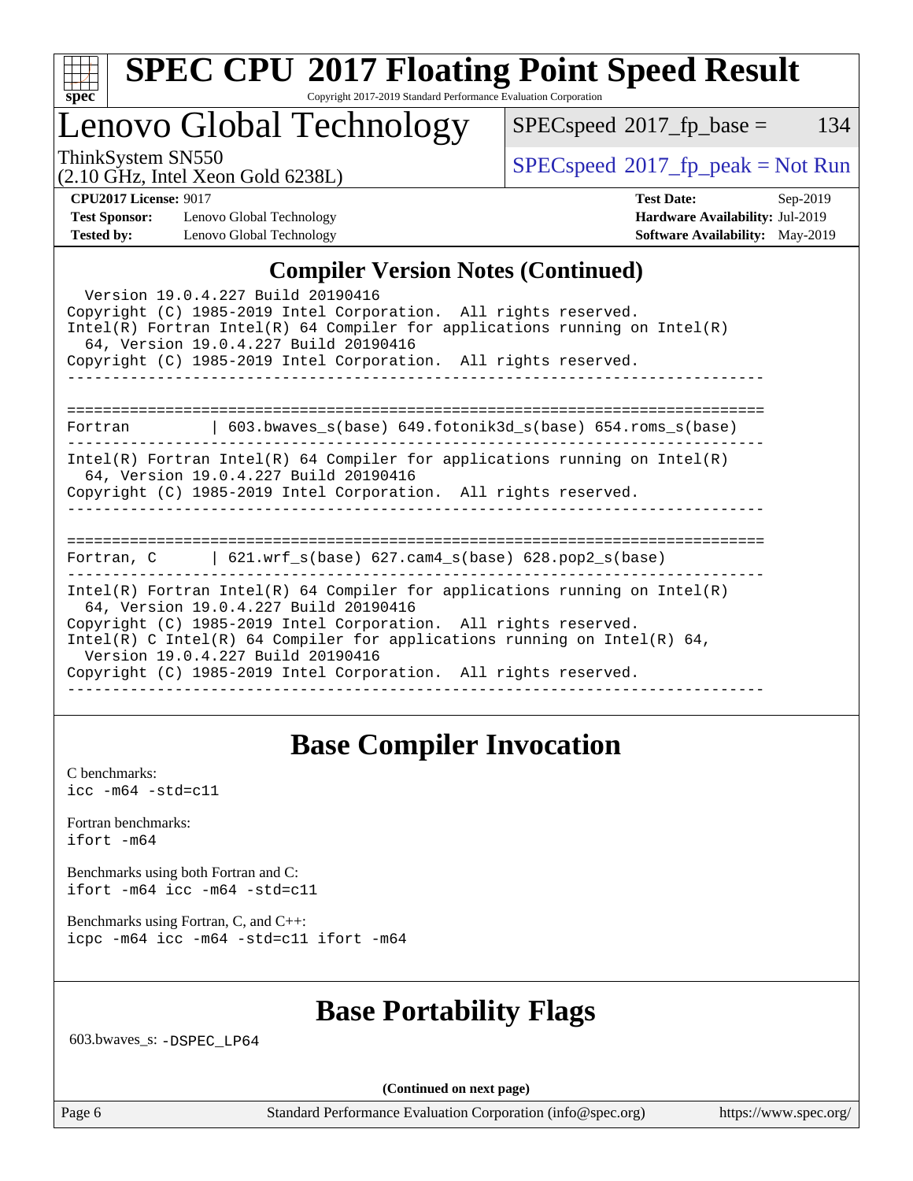# SPEC CPU 2017 Floating Point Speed Result

Copyright 2017-2019 Standard Performance Evaluation Corporation

## Lenovo Global Technology

ThinkSystem SN550
(2.10 GHz, Intel Xeon Gold 6238L)

SPECspeed 2017_fp_base = 134

SPECspeed 2017_fp_peak = Not Run

**CPU2017 License:** 9017
**Test Sponsor:** Lenovo Global Technology
**Tested by:** Lenovo Global Technology

**Test Date:** Sep-2019
**Hardware Availability:** Jul-2019
**Software Availability:** May-2019

## Compiler Version Notes (Continued)

```
  Version 19.0.4.227 Build 20190416
Copyright (C) 1985-2019 Intel Corporation.  All rights reserved.
Intel(R) Fortran Intel(R) 64 Compiler for applications running on Intel(R)
  64, Version 19.0.4.227 Build 20190416
Copyright (C) 1985-2019 Intel Corporation.  All rights reserved.
------------------------------------------------------------------------------

==============================================================================
Fortran         | 603.bwaves_s(base) 649.fotonik3d_s(base) 654.roms_s(base)
------------------------------------------------------------------------------
Intel(R) Fortran Intel(R) 64 Compiler for applications running on Intel(R)
  64, Version 19.0.4.227 Build 20190416
Copyright (C) 1985-2019 Intel Corporation.  All rights reserved.
------------------------------------------------------------------------------

==============================================================================
Fortran, C      | 621.wrf_s(base) 627.cam4_s(base) 628.pop2_s(base)
------------------------------------------------------------------------------
Intel(R) Fortran Intel(R) 64 Compiler for applications running on Intel(R)
  64, Version 19.0.4.227 Build 20190416
Copyright (C) 1985-2019 Intel Corporation.  All rights reserved.
Intel(R) C Intel(R) 64 Compiler for applications running on Intel(R) 64,
  Version 19.0.4.227 Build 20190416
Copyright (C) 1985-2019 Intel Corporation.  All rights reserved.
------------------------------------------------------------------------------
```

## Base Compiler Invocation

C benchmarks:
`icc -m64 -std=c11`

Fortran benchmarks:
`ifort -m64`

Benchmarks using both Fortran and C:
`ifort -m64 icc -m64 -std=c11`

Benchmarks using Fortran, C, and C++:
`icpc -m64 icc -m64 -std=c11 ifort -m64`

## Base Portability Flags

603.bwaves_s: `-DSPEC_LP64`

**(Continued on next page)**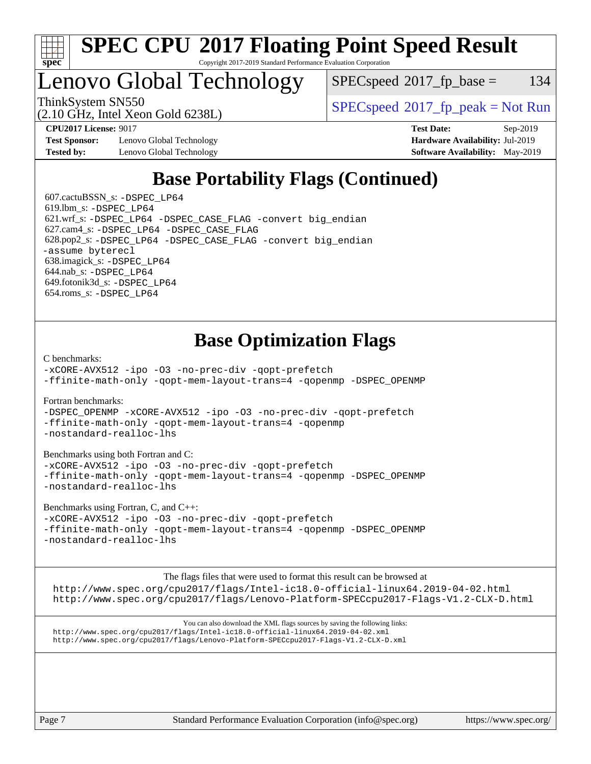# SPEC CPU 2017 Floating Point Speed Result

Copyright 2017-2019 Standard Performance Evaluation Corporation

# Lenovo Global Technology

ThinkSystem SN550
(2.10 GHz, Intel Xeon Gold 6238L)

SPECspeed 2017_fp_base = 134

SPECspeed 2017_fp_peak = Not Run

**CPU2017 License:** 9017
**Test Sponsor:** Lenovo Global Technology
**Tested by:** Lenovo Global Technology

**Test Date:** Sep-2019
**Hardware Availability:** Jul-2019
**Software Availability:** May-2019

## Base Portability Flags (Continued)

607.cactuBSSN_s: -DSPEC_LP64
619.lbm_s: -DSPEC_LP64
621.wrf_s: -DSPEC_LP64 -DSPEC_CASE_FLAG -convert big_endian
627.cam4_s: -DSPEC_LP64 -DSPEC_CASE_FLAG
628.pop2_s: -DSPEC_LP64 -DSPEC_CASE_FLAG -convert big_endian -assume byterecl
638.imagick_s: -DSPEC_LP64
644.nab_s: -DSPEC_LP64
649.fotonik3d_s: -DSPEC_LP64
654.roms_s: -DSPEC_LP64

## Base Optimization Flags

C benchmarks:
-xCORE-AVX512 -ipo -O3 -no-prec-div -qopt-prefetch
-ffinite-math-only -qopt-mem-layout-trans=4 -qopenmp -DSPEC_OPENMP

Fortran benchmarks:
-DSPEC_OPENMP -xCORE-AVX512 -ipo -O3 -no-prec-div -qopt-prefetch
-ffinite-math-only -qopt-mem-layout-trans=4 -qopenmp
-nostandard-realloc-lhs

Benchmarks using both Fortran and C:
-xCORE-AVX512 -ipo -O3 -no-prec-div -qopt-prefetch
-ffinite-math-only -qopt-mem-layout-trans=4 -qopenmp -DSPEC_OPENMP
-nostandard-realloc-lhs

Benchmarks using Fortran, C, and C++:
-xCORE-AVX512 -ipo -O3 -no-prec-div -qopt-prefetch
-ffinite-math-only -qopt-mem-layout-trans=4 -qopenmp -DSPEC_OPENMP
-nostandard-realloc-lhs

The flags files that were used to format this result can be browsed at
http://www.spec.org/cpu2017/flags/Intel-ic18.0-official-linux64.2019-04-02.html
http://www.spec.org/cpu2017/flags/Lenovo-Platform-SPECcpu2017-Flags-V1.2-CLX-D.html

You can also download the XML flags sources by saving the following links:
http://www.spec.org/cpu2017/flags/Intel-ic18.0-official-linux64.2019-04-02.xml
http://www.spec.org/cpu2017/flags/Lenovo-Platform-SPECcpu2017-Flags-V1.2-CLX-D.xml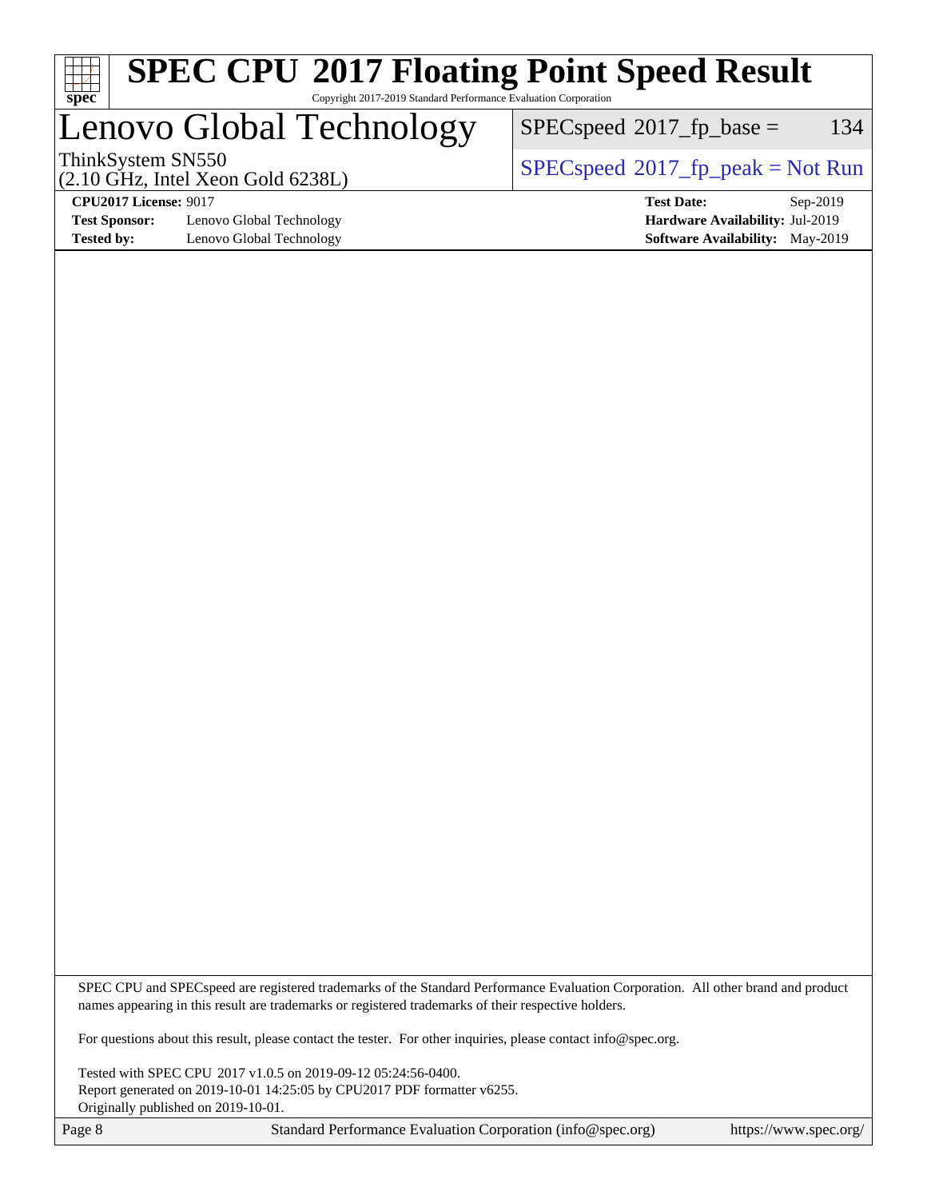SPEC CPU and SPECspeed are registered trademarks of the Standard Performance Evaluation Corporation. All other brand and product names appearing in this result are trademarks or registered trademarks of their respective holders.

For questions about this result, please contact the tester. For other inquiries, please contact info@spec.org.

Tested with SPEC CPU 2017 v1.0.5 on 2019-09-12 05:24:56-0400.
Report generated on 2019-10-01 14:25:05 by CPU2017 PDF formatter v6255.
Originally published on 2019-10-01.